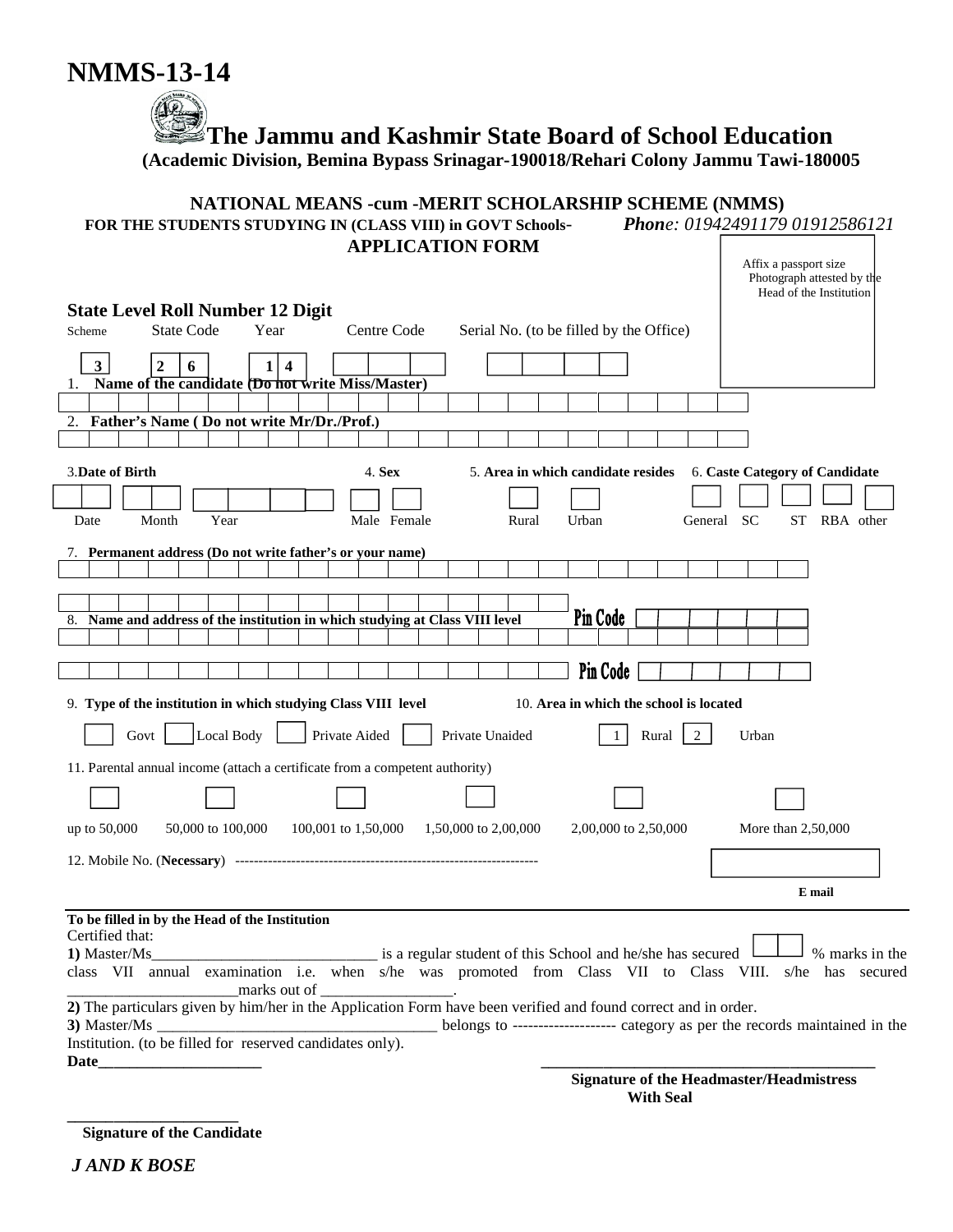# NMMS-13-14

## The Jammu and Kashmir State Board of School Education

**(Academic Division, Bemina Bypass Srinagar-190018/Rehari Colony Jammu Tawi-180005**

**NATIONAL MEANS -cum -MERIT SCHOLARSHIP SCHEME (NMMS)**

**FOR THE STUDENTS STUDYING IN (CLASS VIII) in GOVT Schools-** ***Phone**: 01942491179 01912586121*

**APPLICATION FORM**

Affix a passport size Photograph attested by the Head of the Institution

**State Level Roll Number 12 Digit**

| Scheme | State Code | | Year | | Centre Code | | | Serial No. (to be filled by the Office) | | | |
|---|---|---|---|---|---|---|---|---|---|---|---|
| 3 | 2 | 6 | 1 | 4 | | | | | | | |

1. **Name of the candidate (Do not write Miss/Master)**

2. **Father's Name ( Do not write Mr/Dr./Prof.)**

3. **Date of Birth** — Date / Month / Year

4. **Sex** — Male / Female

5. **Area in which candidate resides** — Rural / Urban

6. **Caste Category of Candidate** — General / SC / ST / RBA / other

7. **Permanent address (Do not write father's or your name)**

   Pin Code

8. **Name and address of the institution in which studying at Class VIII level**

   Pin Code

9. **Type of the institution in which studying Class VIII level** — Govt / Local Body / Private Aided / Private Unaided

10. **Area in which the school is located** — 1 Rural / 2 Urban

11. Parental annual income (attach a certificate from a competent authority)

    up to 50,000 / 50,000 to 100,000 / 100,001 to 1,50,000 / 1,50,000 to 2,00,000 / 2,00,000 to 2,50,000 / More than 2,50,000

12. Mobile No. (**Necessary**) -----------------------------------------------------------------

**E mail**

---

**To be filled in by the Head of the Institution**

Certified that:

**1)** Master/Ms_____________________________ is a regular student of this School and he/she has secured [ ] % marks in the class VII annual examination i.e. when s/he was promoted from Class VII to Class VIII. s/he has secured ______________________marks out of _________________.

**2)** The particulars given by him/her in the Application Form have been verified and found correct and in order.

**3)** Master/Ms _____________________________________ belongs to -------------------- category as per the records maintained in the Institution. (to be filled for reserved candidates only).

**Date**_____________________

_____________________________________________

**Signature of the Headmaster/Headmistress With Seal**

______________________

**Signature of the Candidate**

***J AND K BOSE***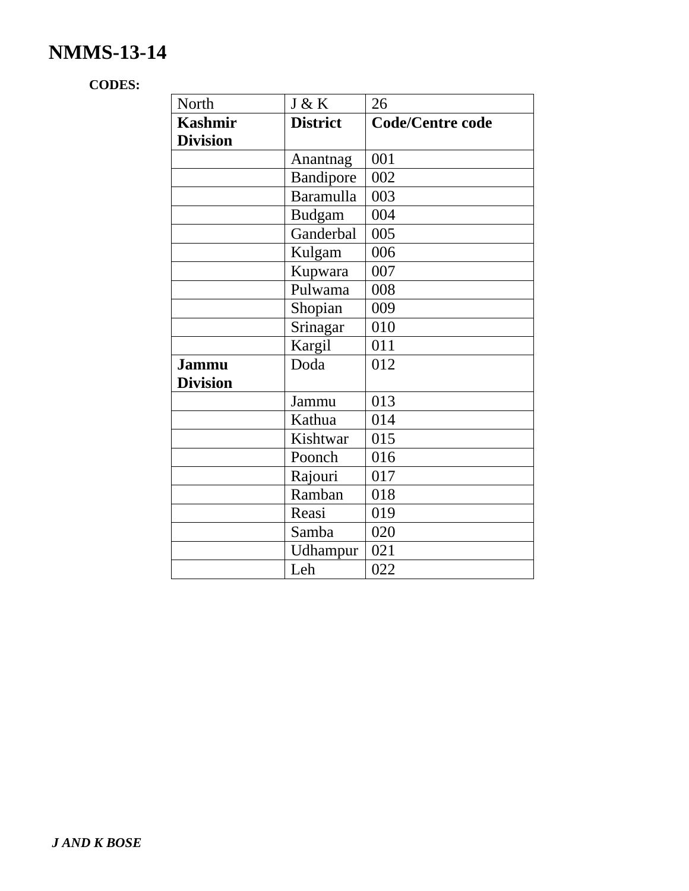# NMMS-13-14

**CODES:**

| North | J & K | 26 |
|---|---|---|
| **Kashmir Division** | **District** | **Code/Centre code** |
| | Anantnag | 001 |
| | Bandipore | 002 |
| | Baramulla | 003 |
| | Budgam | 004 |
| | Ganderbal | 005 |
| | Kulgam | 006 |
| | Kupwara | 007 |
| | Pulwama | 008 |
| | Shopian | 009 |
| | Srinagar | 010 |
| | Kargil | 011 |
| **Jammu Division** | Doda | 012 |
| | Jammu | 013 |
| | Kathua | 014 |
| | Kishtwar | 015 |
| | Poonch | 016 |
| | Rajouri | 017 |
| | Ramban | 018 |
| | Reasi | 019 |
| | Samba | 020 |
| | Udhampur | 021 |
| | Leh | 022 |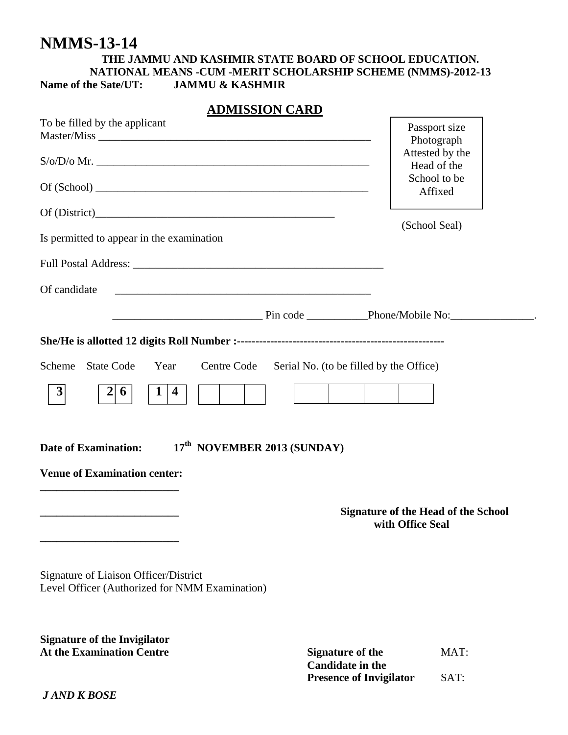# NMMS-13-14

**THE JAMMU AND KASHMIR STATE BOARD OF SCHOOL EDUCATION.**
**NATIONAL MEANS -CUM -MERIT SCHOLARSHIP SCHEME (NMMS)-2012-13**

**Name of the Sate/UT: JAMMU & KASHMIR**

## ADMISSION CARD

To be filled by the applicant

Master/Miss ___________________________________________________

S/o/D/o Mr. ___________________________________________________

Of (School) ___________________________________________________

Of (District)_____________________________________________

Passport size Photograph Attested by the Head of the School to be Affixed

(School Seal)

Is permitted to appear in the examination

Full Postal Address: _______________________________________________

Of candidate _______________________________________________

___________________________ Pin code ___________Phone/Mobile No:_______________.

**She/He is allotted 12 digits Roll Number :------------------------------------------------------**

| Scheme | State Code | Year | Centre Code | Serial No. (to be filled by the Office) |
|---|---|---|---|---|
| 3 | 2 6 | 1 4 | | |

**Date of Examination: 17th NOVEMBER 2013 (SUNDAY)**

**Venue of Examination center:**

**_________________________**

**_________________________**

**_________________________**

**Signature of the Head of the School with Office Seal**

Signature of Liaison Officer/District Level Officer (Authorized for NMM Examination)

**Signature of the Invigilator At the Examination Centre**

**Signature of the Candidate in the Presence of Invigilator**

MAT:

SAT:

***J AND K BOSE***